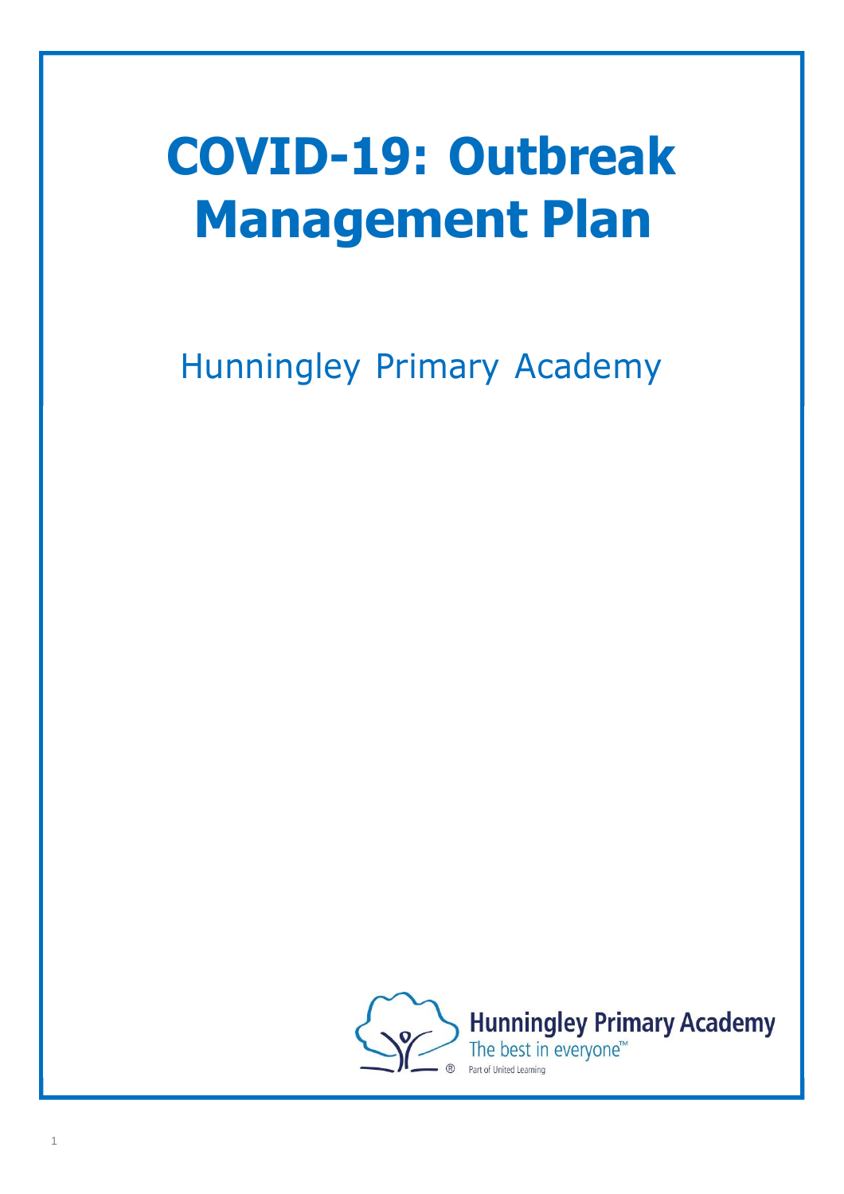# COVID-19: Outbreak Management Plan

Hunningley Primary Academy

Hunningley Primary Academy
The best in everyone™
Part of United Learning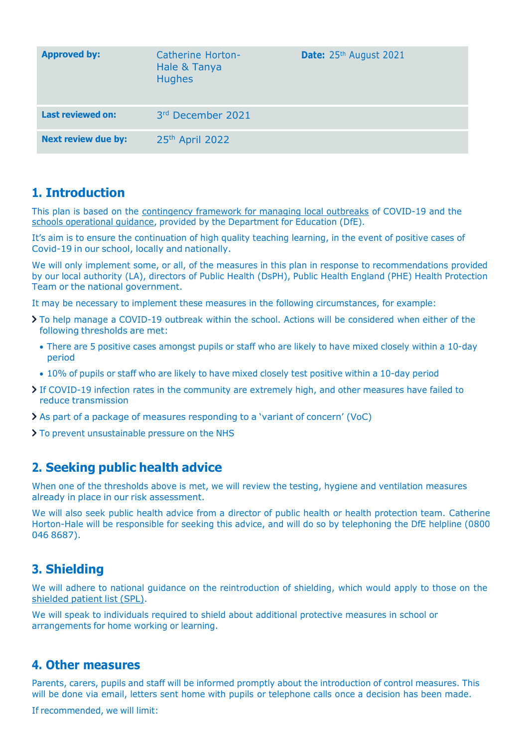| **Approved by:** | Catherine Horton-Hale & Tanya Hughes | **Date:** 25th August 2021 |
| --- | --- | --- |
| **Last reviewed on:** | 3rd December 2021 | |
| **Next review due by:** | 25th April 2022 | |

## 1. Introduction

This plan is based on the contingency framework for managing local outbreaks of COVID-19 and the schools operational guidance, provided by the Department for Education (DfE).

It's aim is to ensure the continuation of high quality teaching learning, in the event of positive cases of Covid-19 in our school, locally and nationally.

We will only implement some, or all, of the measures in this plan in response to recommendations provided by our local authority (LA), directors of Public Health (DsPH), Public Health England (PHE) Health Protection Team or the national government.

It may be necessary to implement these measures in the following circumstances, for example:

- To help manage a COVID-19 outbreak within the school. Actions will be considered when either of the following thresholds are met:
  - There are 5 positive cases amongst pupils or staff who are likely to have mixed closely within a 10-day period
  - 10% of pupils or staff who are likely to have mixed closely test positive within a 10-day period
- If COVID-19 infection rates in the community are extremely high, and other measures have failed to reduce transmission
- As part of a package of measures responding to a 'variant of concern' (VoC)
- To prevent unsustainable pressure on the NHS

## 2. Seeking public health advice

When one of the thresholds above is met, we will review the testing, hygiene and ventilation measures already in place in our risk assessment.

We will also seek public health advice from a director of public health or health protection team. Catherine Horton-Hale will be responsible for seeking this advice, and will do so by telephoning the DfE helpline (0800 046 8687).

## 3. Shielding

We will adhere to national guidance on the reintroduction of shielding, which would apply to those on the shielded patient list (SPL).

We will speak to individuals required to shield about additional protective measures in school or arrangements for home working or learning.

## 4. Other measures

Parents, carers, pupils and staff will be informed promptly about the introduction of control measures. This will be done via email, letters sent home with pupils or telephone calls once a decision has been made.

If recommended, we will limit: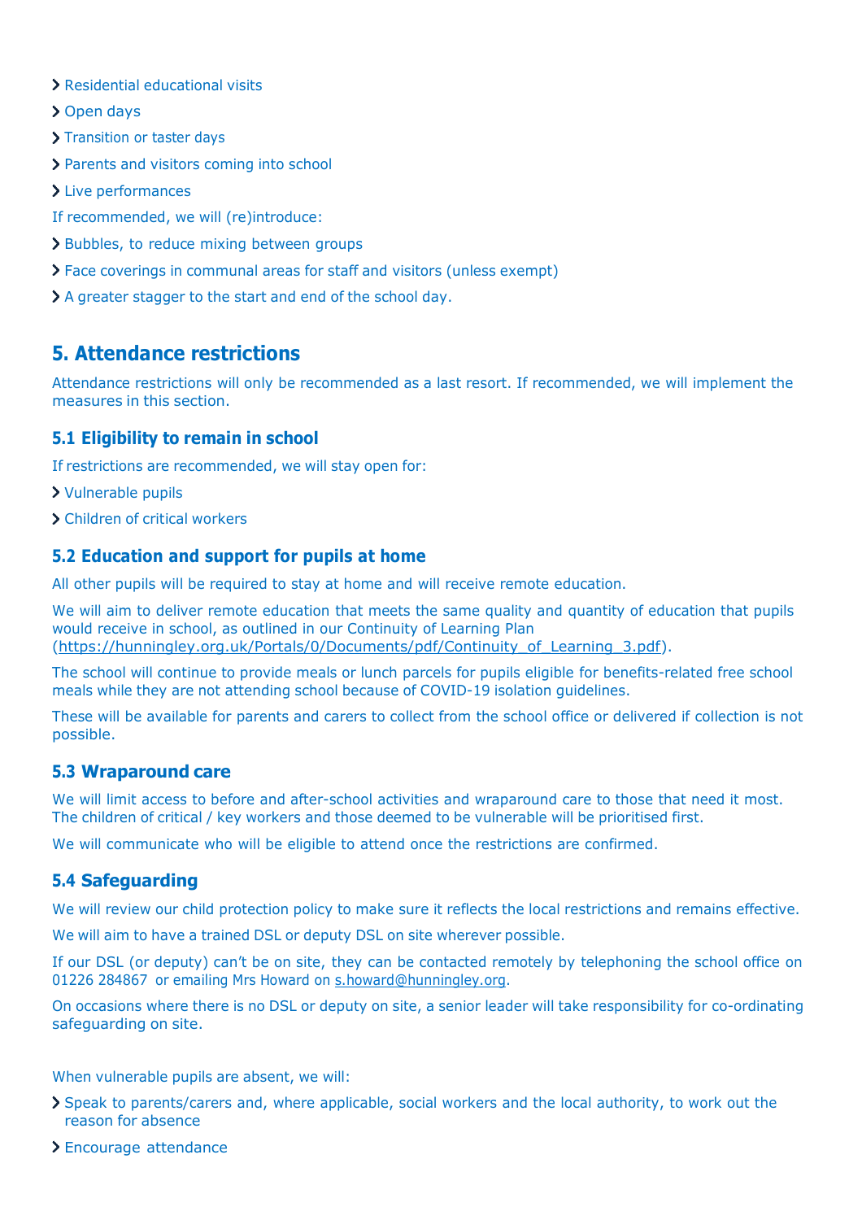- Residential educational visits
- Open days
- Transition or taster days
- Parents and visitors coming into school
- Live performances

If recommended, we will (re)introduce:

- Bubbles, to reduce mixing between groups
- Face coverings in communal areas for staff and visitors (unless exempt)
- A greater stagger to the start and end of the school day.

## 5. Attendance restrictions

Attendance restrictions will only be recommended as a last resort. If recommended, we will implement the measures in this section.

### 5.1 Eligibility to remain in school

If restrictions are recommended, we will stay open for:

- Vulnerable pupils
- Children of critical workers

### 5.2 Education and support for pupils at home

All other pupils will be required to stay at home and will receive remote education.

We will aim to deliver remote education that meets the same quality and quantity of education that pupils would receive in school, as outlined in our Continuity of Learning Plan (https://hunningley.org.uk/Portals/0/Documents/pdf/Continuity_of_Learning_3.pdf).

The school will continue to provide meals or lunch parcels for pupils eligible for benefits-related free school meals while they are not attending school because of COVID-19 isolation guidelines.

These will be available for parents and carers to collect from the school office or delivered if collection is not possible.

### 5.3 Wraparound care

We will limit access to before and after-school activities and wraparound care to those that need it most. The children of critical / key workers and those deemed to be vulnerable will be prioritised first.

We will communicate who will be eligible to attend once the restrictions are confirmed.

### 5.4 Safeguarding

We will review our child protection policy to make sure it reflects the local restrictions and remains effective.

We will aim to have a trained DSL or deputy DSL on site wherever possible.

If our DSL (or deputy) can't be on site, they can be contacted remotely by telephoning the school office on 01226 284867 or emailing Mrs Howard on s.howard@hunningley.org.

On occasions where there is no DSL or deputy on site, a senior leader will take responsibility for co-ordinating safeguarding on site.

When vulnerable pupils are absent, we will:

- Speak to parents/carers and, where applicable, social workers and the local authority, to work out the reason for absence
- Encourage attendance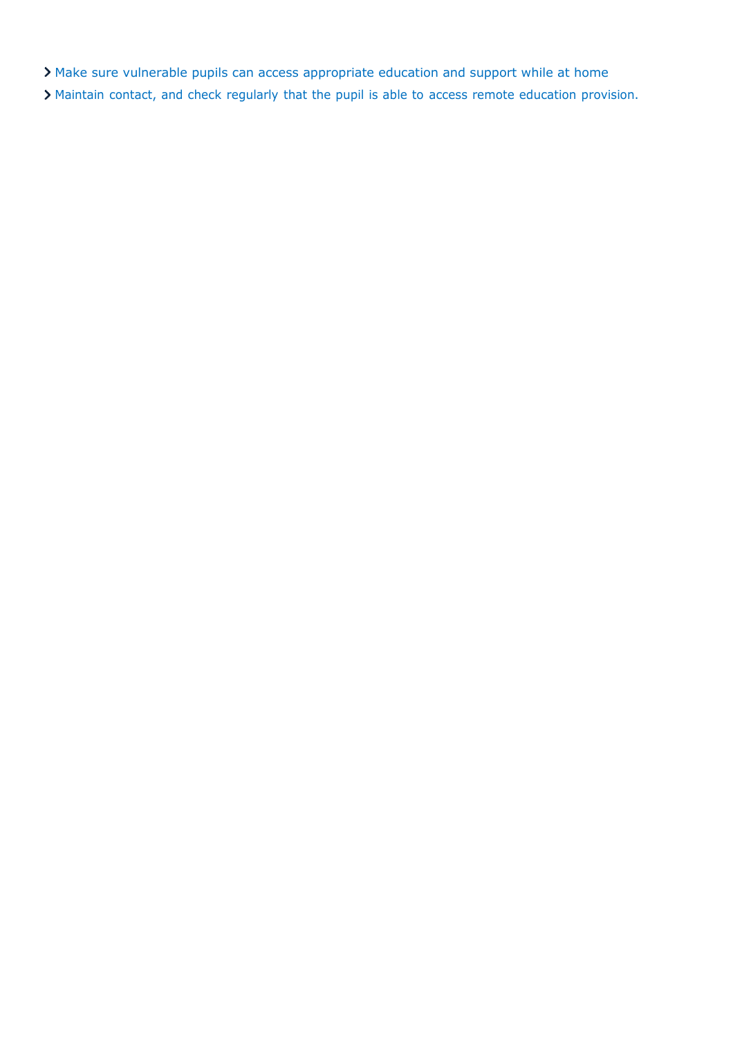- Make sure vulnerable pupils can access appropriate education and support while at home
- Maintain contact, and check regularly that the pupil is able to access remote education provision.